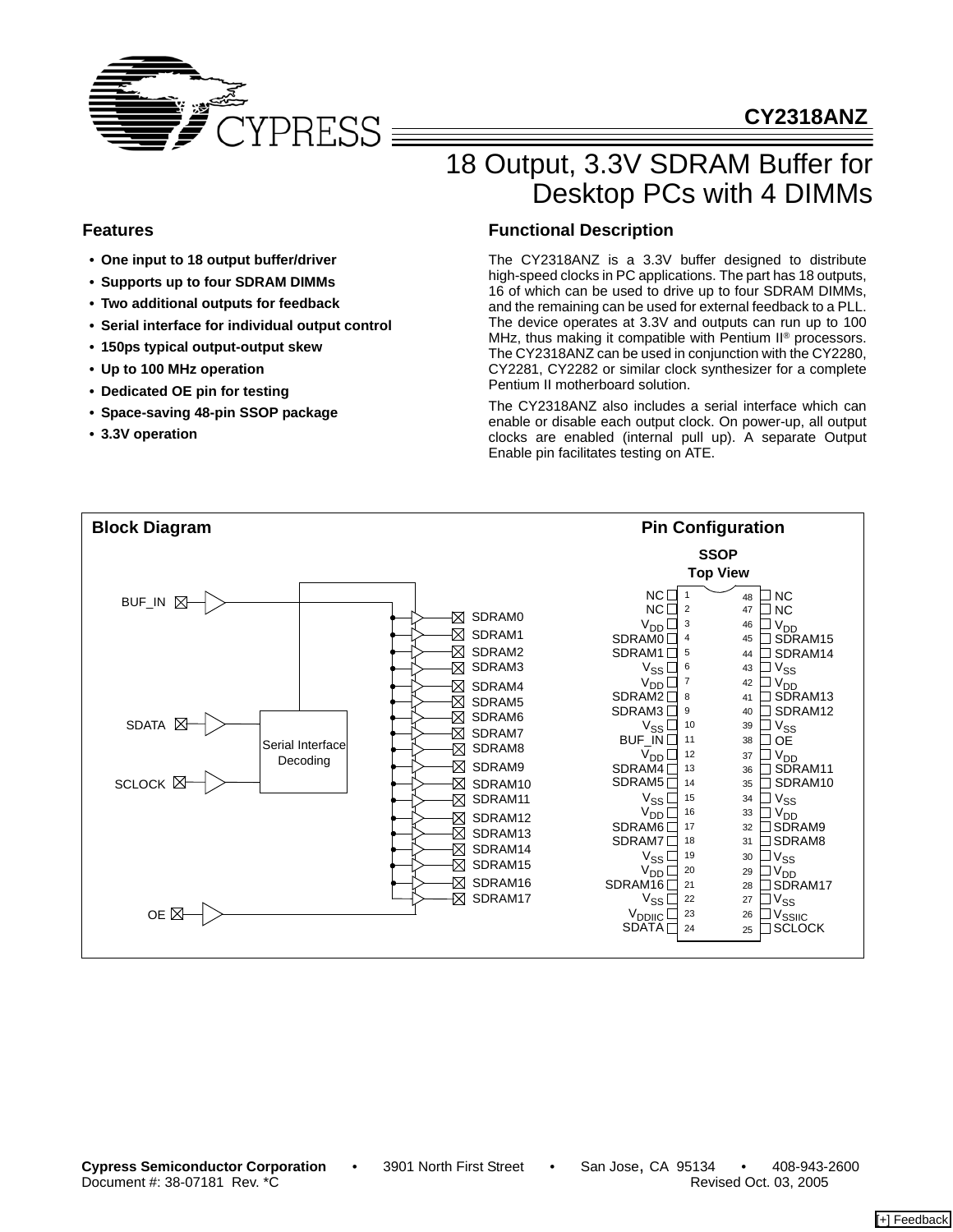# CY2318ANZ

# 18 Output, 3.3V SDRAM Buffer for Desktop PCs with 4 DIMMs

## Features

- **One input to 18 output buffer/driver**
- **Supports up to four SDRAM DIMMs**
- **Two additional outputs for feedback**
- **Serial interface for individual output control**
- **150ps typical output-output skew**
- **Up to 100 MHz operation**
- **Dedicated OE pin for testing**
- **Space-saving 48-pin SSOP package**
- **3.3V operation**

## Functional Description

The CY2318ANZ is a 3.3V buffer designed to distribute high-speed clocks in PC applications. The part has 18 outputs, 16 of which can be used to drive up to four SDRAM DIMMs, and the remaining can be used for external feedback to a PLL. The device operates at 3.3V and outputs can run up to 100 MHz, thus making it compatible with Pentium II® processors. The CY2318ANZ can be used in conjunction with the CY2280, CY2281, CY2282 or similar clock synthesizer for a complete Pentium II motherboard solution.

The CY2318ANZ also includes a serial interface which can enable or disable each output clock. On power-up, all output clocks are enabled (internal pull up). A separate Output Enable pin facilitates testing on ATE.

## Block Diagram

Inputs: BUF_IN, SDATA, SCLOCK, OE. SDATA and SCLOCK feed the Serial Interface Decoding block, which controls the output buffers. BUF_IN drives outputs SDRAM0–SDRAM17.

## Pin Configuration

**SSOP**
**Top View**

| Pin | Name | Pin | Name |
|---|---|---|---|
| 1 | NC | 48 | NC |
| 2 | NC | 47 | NC |
| 3 | $V_{DD}$ | 46 | $V_{DD}$ |
| 4 | SDRAM0 | 45 | SDRAM15 |
| 5 | SDRAM1 | 44 | SDRAM14 |
| 6 | $V_{SS}$ | 43 | $V_{SS}$ |
| 7 | $V_{DD}$ | 42 | $V_{DD}$ |
| 8 | SDRAM2 | 41 | SDRAM13 |
| 9 | SDRAM3 | 40 | SDRAM12 |
| 10 | $V_{SS}$ | 39 | $V_{SS}$ |
| 11 | BUF_IN | 38 | OE |
| 12 | $V_{DD}$ | 37 | $V_{DD}$ |
| 13 | SDRAM4 | 36 | SDRAM11 |
| 14 | SDRAM5 | 35 | SDRAM10 |
| 15 | $V_{SS}$ | 34 | $V_{SS}$ |
| 16 | $V_{DD}$ | 33 | $V_{DD}$ |
| 17 | SDRAM6 | 32 | SDRAM9 |
| 18 | SDRAM7 | 31 | SDRAM8 |
| 19 | $V_{SS}$ | 30 | $V_{SS}$ |
| 20 | $V_{DD}$ | 29 | $V_{DD}$ |
| 21 | SDRAM16 | 28 | SDRAM17 |
| 22 | $V_{SS}$ | 27 | $V_{SS}$ |
| 23 | $V_{DDIIC}$ | 26 | $V_{SSIIC}$ |
| 24 | SDATA | 25 | SCLOCK |

Cypress Semiconductor Corporation • 3901 North First Street • San Jose, CA 95134 • 408-943-2600
Document #: 38-07181 Rev. *C Revised Oct. 03, 2005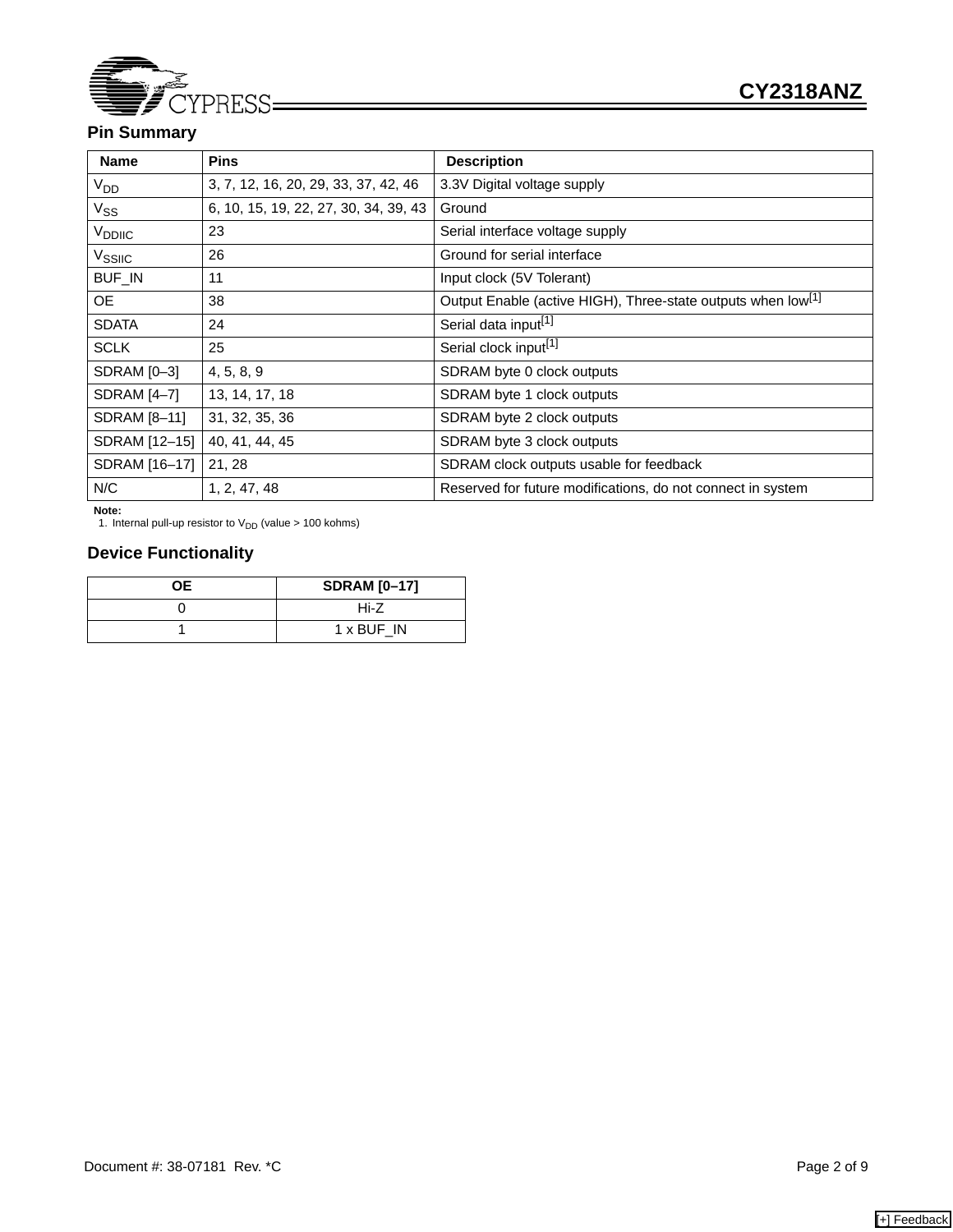## Pin Summary

| Name | Pins | Description |
|---|---|---|
| $V_{DD}$ | 3, 7, 12, 16, 20, 29, 33, 37, 42, 46 | 3.3V Digital voltage supply |
| $V_{SS}$ | 6, 10, 15, 19, 22, 27, 30, 34, 39, 43 | Ground |
| $V_{DDIIC}$ | 23 | Serial interface voltage supply |
| $V_{SSIIC}$ | 26 | Ground for serial interface |
| BUF_IN | 11 | Input clock (5V Tolerant) |
| OE | 38 | Output Enable (active HIGH), Three-state outputs when low[1] |
| SDATA | 24 | Serial data input[1] |
| SCLK | 25 | Serial clock input[1] |
| SDRAM [0–3] | 4, 5, 8, 9 | SDRAM byte 0 clock outputs |
| SDRAM [4–7] | 13, 14, 17, 18 | SDRAM byte 1 clock outputs |
| SDRAM [8–11] | 31, 32, 35, 36 | SDRAM byte 2 clock outputs |
| SDRAM [12–15] | 40, 41, 44, 45 | SDRAM byte 3 clock outputs |
| SDRAM [16–17] | 21, 28 | SDRAM clock outputs usable for feedback |
| N/C | 1, 2, 47, 48 | Reserved for future modifications, do not connect in system |

**Note:**
1. Internal pull-up resistor to $V_{DD}$ (value > 100 kohms)

## Device Functionality

| OE | SDRAM [0–17] |
|---|---|
| 0 | Hi-Z |
| 1 | 1 x BUF_IN |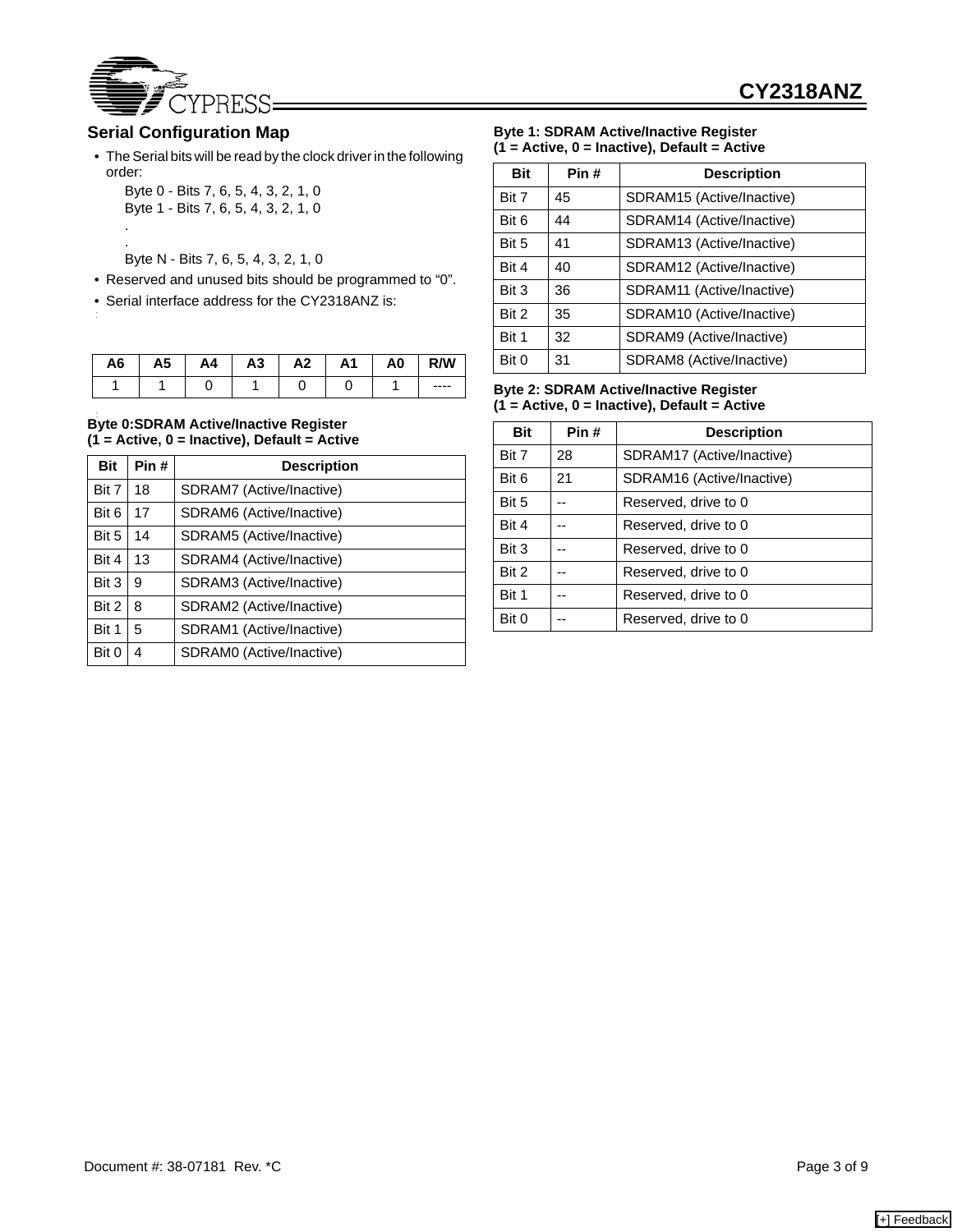## Serial Configuration Map

- The Serial bits will be read by the clock driver in the following order:

  Byte 0 - Bits 7, 6, 5, 4, 3, 2, 1, 0
  Byte 1 - Bits 7, 6, 5, 4, 3, 2, 1, 0
  .
  .
  Byte N - Bits 7, 6, 5, 4, 3, 2, 1, 0
- Reserved and unused bits should be programmed to “0”.
- Serial interface address for the CY2318ANZ is:

| A6 | A5 | A4 | A3 | A2 | A1 | A0 | R/W |
|---|---|---|---|---|---|---|---|
| 1 | 1 | 0 | 1 | 0 | 0 | 1 | ---- |

**Byte 0:SDRAM Active/Inactive Register (1 = Active, 0 = Inactive), Default = Active**

| Bit | Pin # | Description |
|---|---|---|
| Bit 7 | 18 | SDRAM7 (Active/Inactive) |
| Bit 6 | 17 | SDRAM6 (Active/Inactive) |
| Bit 5 | 14 | SDRAM5 (Active/Inactive) |
| Bit 4 | 13 | SDRAM4 (Active/Inactive) |
| Bit 3 | 9 | SDRAM3 (Active/Inactive) |
| Bit 2 | 8 | SDRAM2 (Active/Inactive) |
| Bit 1 | 5 | SDRAM1 (Active/Inactive) |
| Bit 0 | 4 | SDRAM0 (Active/Inactive) |

**Byte 1: SDRAM Active/Inactive Register (1 = Active, 0 = Inactive), Default = Active**

| Bit | Pin # | Description |
|---|---|---|
| Bit 7 | 45 | SDRAM15 (Active/Inactive) |
| Bit 6 | 44 | SDRAM14 (Active/Inactive) |
| Bit 5 | 41 | SDRAM13 (Active/Inactive) |
| Bit 4 | 40 | SDRAM12 (Active/Inactive) |
| Bit 3 | 36 | SDRAM11 (Active/Inactive) |
| Bit 2 | 35 | SDRAM10 (Active/Inactive) |
| Bit 1 | 32 | SDRAM9 (Active/Inactive) |
| Bit 0 | 31 | SDRAM8 (Active/Inactive) |

**Byte 2: SDRAM Active/Inactive Register (1 = Active, 0 = Inactive), Default = Active**

| Bit | Pin # | Description |
|---|---|---|
| Bit 7 | 28 | SDRAM17 (Active/Inactive) |
| Bit 6 | 21 | SDRAM16 (Active/Inactive) |
| Bit 5 | -- | Reserved, drive to 0 |
| Bit 4 | -- | Reserved, drive to 0 |
| Bit 3 | -- | Reserved, drive to 0 |
| Bit 2 | -- | Reserved, drive to 0 |
| Bit 1 | -- | Reserved, drive to 0 |
| Bit 0 | -- | Reserved, drive to 0 |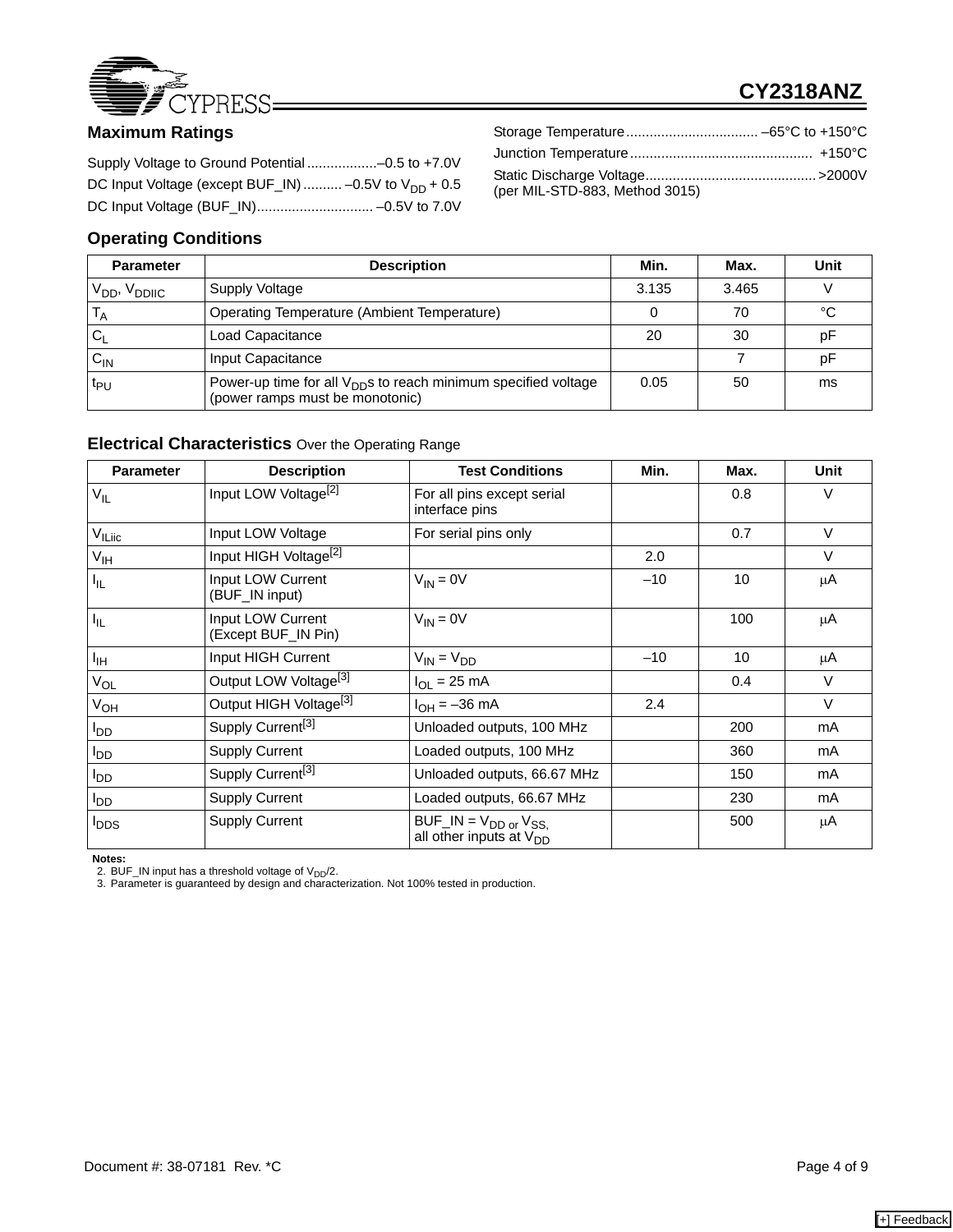## Maximum Ratings

Supply Voltage to Ground Potential ..................–0.5 to +7.0V

DC Input Voltage (except BUF_IN) .......... –0.5V to $V_{DD}$ + 0.5

DC Input Voltage (BUF_IN).............................. –0.5V to 7.0V

Storage Temperature .................................. –65°C to +150°C

Junction Temperature .............................................. +150°C

Static Discharge Voltage........................................... >2000V (per MIL-STD-883, Method 3015)

## Operating Conditions

| Parameter | Description | Min. | Max. | Unit |
|---|---|---|---|---|
| $V_{DD}$, $V_{DDIIC}$ | Supply Voltage | 3.135 | 3.465 | V |
| $T_A$ | Operating Temperature (Ambient Temperature) | 0 | 70 | °C |
| $C_L$ | Load Capacitance | 20 | 30 | pF |
| $C_{IN}$ | Input Capacitance | | 7 | pF |
| $t_{PU}$ | Power-up time for all $V_{DD}$s to reach minimum specified voltage (power ramps must be monotonic) | 0.05 | 50 | ms |

## Electrical Characteristics Over the Operating Range

| Parameter | Description | Test Conditions | Min. | Max. | Unit |
|---|---|---|---|---|---|
| $V_{IL}$ | Input LOW Voltage[2] | For all pins except serial interface pins | | 0.8 | V |
| $V_{ILiic}$ | Input LOW Voltage | For serial pins only | | 0.7 | V |
| $V_{IH}$ | Input HIGH Voltage[2] | | 2.0 | | V |
| $I_{IL}$ | Input LOW Current (BUF_IN input) | $V_{IN}$ = 0V | –10 | 10 | μA |
| $I_{IL}$ | Input LOW Current (Except BUF_IN Pin) | $V_{IN}$ = 0V | | 100 | μA |
| $I_{IH}$ | Input HIGH Current | $V_{IN}$ = $V_{DD}$ | –10 | 10 | μA |
| $V_{OL}$ | Output LOW Voltage[3] | $I_{OL}$ = 25 mA | | 0.4 | V |
| $V_{OH}$ | Output HIGH Voltage[3] | $I_{OH}$ = –36 mA | 2.4 | | V |
| $I_{DD}$ | Supply Current[3] | Unloaded outputs, 100 MHz | | 200 | mA |
| $I_{DD}$ | Supply Current | Loaded outputs, 100 MHz | | 360 | mA |
| $I_{DD}$ | Supply Current[3] | Unloaded outputs, 66.67 MHz | | 150 | mA |
| $I_{DD}$ | Supply Current | Loaded outputs, 66.67 MHz | | 230 | mA |
| $I_{DDS}$ | Supply Current | BUF_IN = $V_{DD}$ or $V_{SS}$, all other inputs at $V_{DD}$ | | 500 | μA |

**Notes:**

2. BUF_IN input has a threshold voltage of $V_{DD}$/2.
3. Parameter is guaranteed by design and characterization. Not 100% tested in production.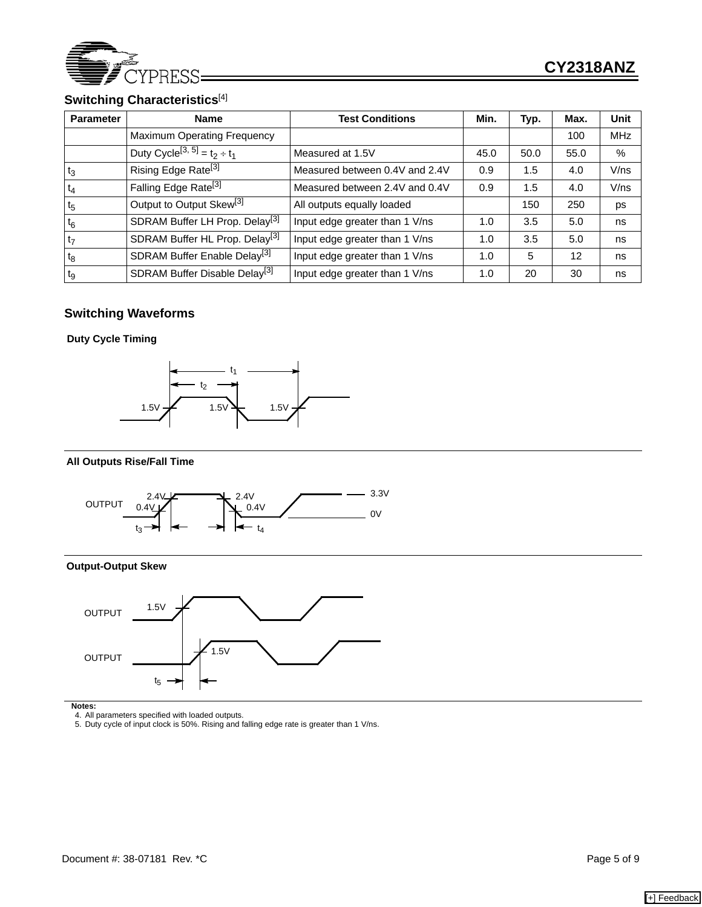## Switching Characteristics[4]

| Parameter | Name | Test Conditions | Min. | Typ. | Max. | Unit |
|---|---|---|---|---|---|---|
| | Maximum Operating Frequency | | | | 100 | MHz |
| | Duty Cycle[3, 5] = $t_2 \div t_1$ | Measured at 1.5V | 45.0 | 50.0 | 55.0 | % |
| $t_3$ | Rising Edge Rate[3] | Measured between 0.4V and 2.4V | 0.9 | 1.5 | 4.0 | V/ns |
| $t_4$ | Falling Edge Rate[3] | Measured between 2.4V and 0.4V | 0.9 | 1.5 | 4.0 | V/ns |
| $t_5$ | Output to Output Skew[3] | All outputs equally loaded | | 150 | 250 | ps |
| $t_6$ | SDRAM Buffer LH Prop. Delay[3] | Input edge greater than 1 V/ns | 1.0 | 3.5 | 5.0 | ns |
| $t_7$ | SDRAM Buffer HL Prop. Delay[3] | Input edge greater than 1 V/ns | 1.0 | 3.5 | 5.0 | ns |
| $t_8$ | SDRAM Buffer Enable Delay[3] | Input edge greater than 1 V/ns | 1.0 | 5 | 12 | ns |
| $t_9$ | SDRAM Buffer Disable Delay[3] | Input edge greater than 1 V/ns | 1.0 | 20 | 30 | ns |

## Switching Waveforms

### Duty Cycle Timing

$t_1$ $t_2$ 1.5V 1.5V 1.5V

### All Outputs Rise/Fall Time

OUTPUT 2.4V 0.4V 2.4V 0.4V 3.3V 0V $t_3$ $t_4$

### Output-Output Skew

OUTPUT 1.5V OUTPUT 1.5V $t_5$

**Notes:**

4. All parameters specified with loaded outputs.
5. Duty cycle of input clock is 50%. Rising and falling edge rate is greater than 1 V/ns.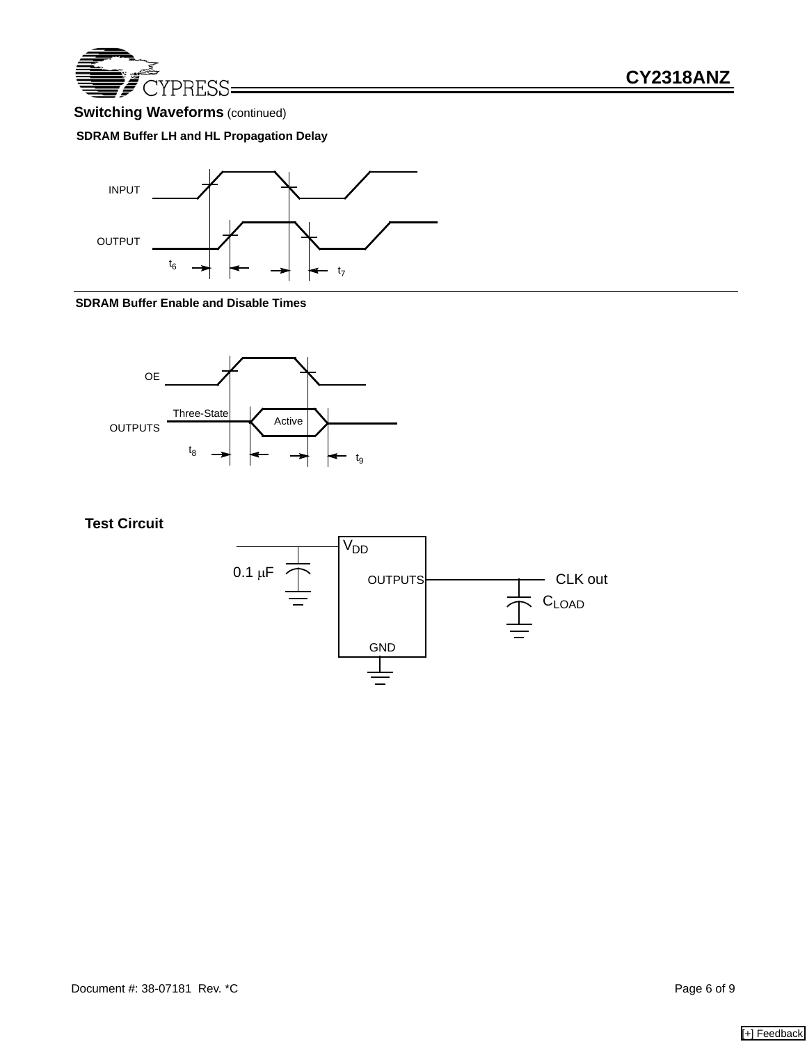## Switching Waveforms (continued)

**SDRAM Buffer LH and HL Propagation Delay**

INPUT

OUTPUT

$t_6$ $t_7$

**SDRAM Buffer Enable and Disable Times**

OE

OUTPUTS Three-State Active

$t_8$ $t_9$

## Test Circuit

$V_{DD}$

0.1 μF

OUTPUTS

CLK out

$C_{LOAD}$

GND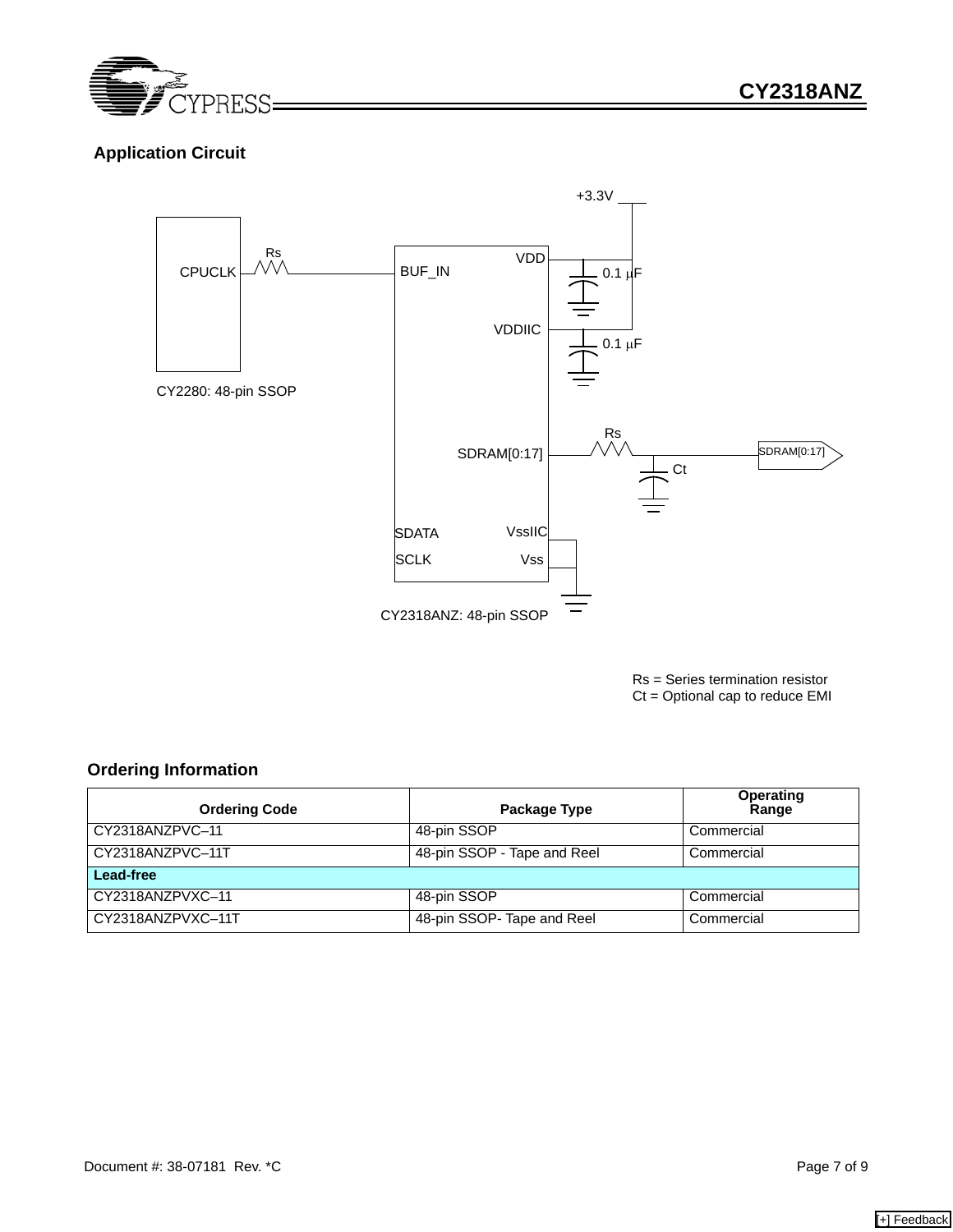## Application Circuit

+3.3V

CPUCLK — Rs — BUF_IN

VDD — 0.1 µF

VDDIIC — 0.1 µF

CY2280: 48-pin SSOP

SDRAM[0:17] — Rs — SDRAM[0:17]

Ct

SDATA

SCLK

VssIIC

Vss

CY2318ANZ: 48-pin SSOP

Rs = Series termination resistor
Ct = Optional cap to reduce EMI

## Ordering Information

| Ordering Code | Package Type | Operating Range |
|---|---|---|
| CY2318ANZPVC–11 | 48-pin SSOP | Commercial |
| CY2318ANZPVC–11T | 48-pin SSOP - Tape and Reel | Commercial |
| **Lead-free** | | |
| CY2318ANZPVXC–11 | 48-pin SSOP | Commercial |
| CY2318ANZPVXC–11T | 48-pin SSOP- Tape and Reel | Commercial |

Document #: 38-07181 Rev. *C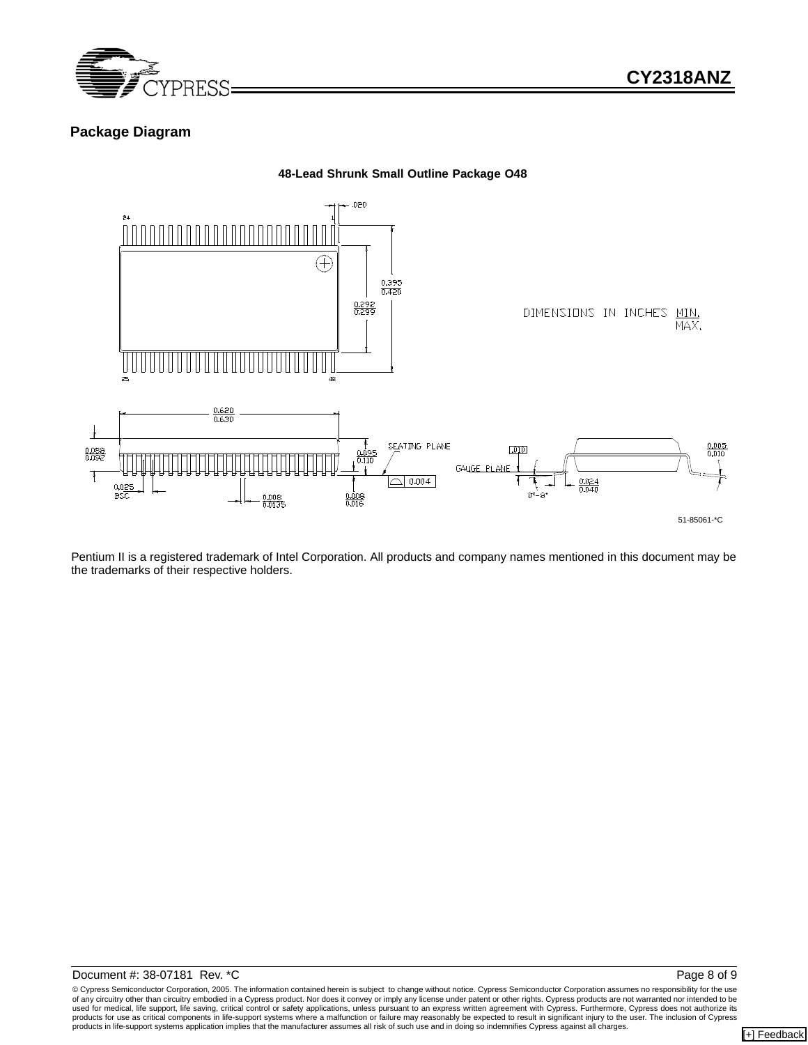## Package Diagram

**48-Lead Shrunk Small Outline Package O48**

DIMENSIONS IN INCHES MIN. MAX.

51-85061-*C

Pentium II is a registered trademark of Intel Corporation. All products and company names mentioned in this document may be the trademarks of their respective holders.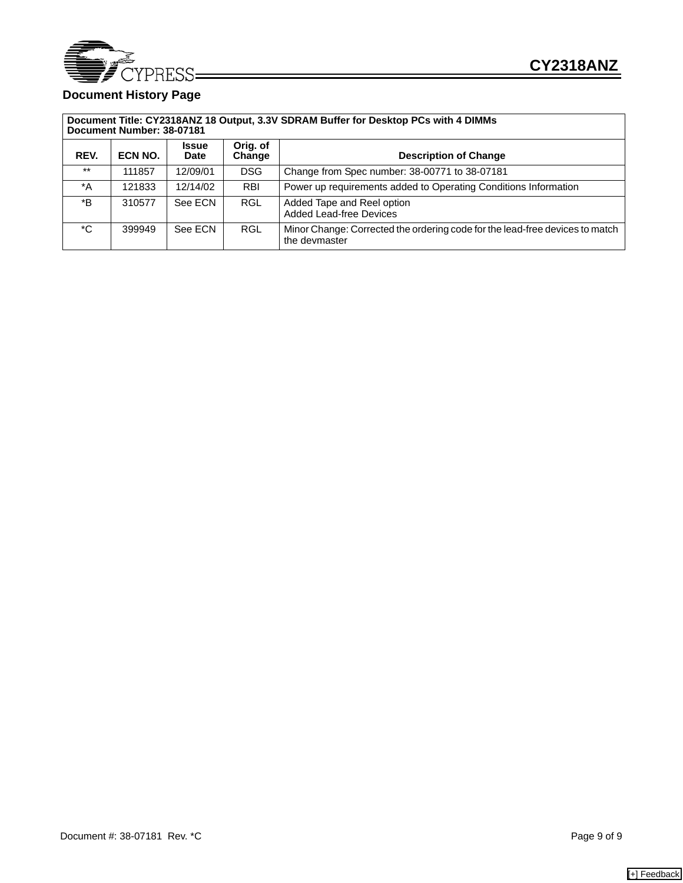## Document History Page

| Document Title: CY2318ANZ 18 Output, 3.3V SDRAM Buffer for Desktop PCs with 4 DIMMs<br>Document Number: 38-07181 | | | | |
|---|---|---|---|---|
| **REV.** | **ECN NO.** | **Issue Date** | **Orig. of Change** | **Description of Change** |
| ** | 111857 | 12/09/01 | DSG | Change from Spec number: 38-00771 to 38-07181 |
| *A | 121833 | 12/14/02 | RBI | Power up requirements added to Operating Conditions Information |
| *B | 310577 | See ECN | RGL | Added Tape and Reel option<br>Added Lead-free Devices |
| *C | 399949 | See ECN | RGL | Minor Change: Corrected the ordering code for the lead-free devices to match the devmaster |